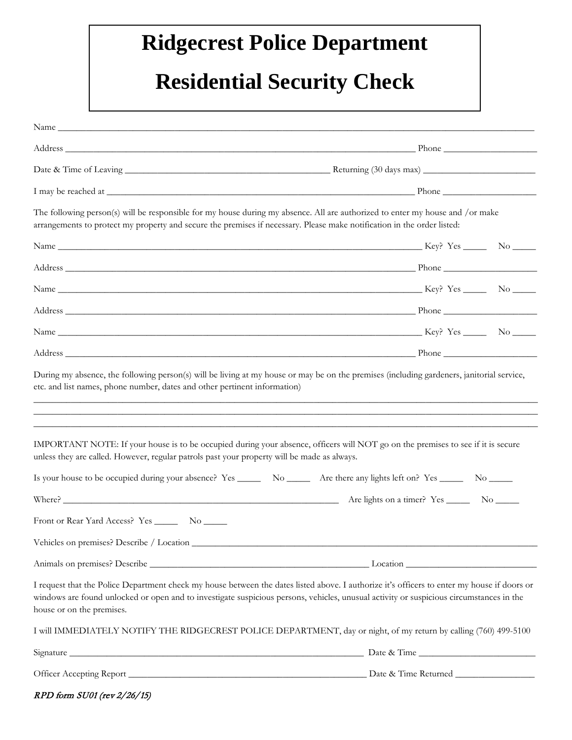# Ridgecrest Police Department

# Residential Security Check

Name ___________________________________________________________________________________________

Address ___________________________________________________________________ Phone ___________________

Date & Time of Leaving ________________________________________ Returning (30 days max) _______________________

I may be reached at ___________________________________________________________ Phone ___________________

The following person(s) will be responsible for my house during my absence. All are authorized to enter my house and /or make arrangements to protect my property and secure the premises if necessary. Please make notification in the order listed:

Name ______________________________________________________________________ Key? Yes _____ No _____

Address ___________________________________________________________________ Phone ___________________

Name ______________________________________________________________________ Key? Yes _____ No _____

Address ___________________________________________________________________ Phone ___________________

Name ______________________________________________________________________ Key? Yes _____ No _____

Address ___________________________________________________________________ Phone ___________________

During my absence, the following person(s) will be living at my house or may be on the premises (including gardeners, janitorial service, etc. and list names, phone number, dates and other pertinent information)

_____________________________________________________________________________________________________

_____________________________________________________________________________________________________

_____________________________________________________________________________________________________

IMPORTANT NOTE: If your house is to be occupied during your absence, officers will NOT go on the premises to see if it is secure unless they are called. However, regular patrols past your property will be made as always.

Is your house to be occupied during your absence? Yes _____ No _____ Are there any lights left on? Yes _____ No _____

Where? ____________________________________________________________ Are lights on a timer? Yes _____ No _____

Front or Rear Yard Access? Yes _____ No _____

Vehicles on premises? Describe / Location ___________________________________________________________________

Animals on premises? Describe ___________________________________________ Location ___________________________

I request that the Police Department check my house between the dates listed above. I authorize it's officers to enter my house if doors or windows are found unlocked or open and to investigate suspicious persons, vehicles, unusual activity or suspicious circumstances in the house or on the premises.

I will IMMEDIATELY NOTIFY THE RIDGECREST POLICE DEPARTMENT, day or night, of my return by calling (760) 499-5100

Signature ________________________________________________________________ Date & Time _______________________

Officer Accepting Report __________________________________________________ Date & Time Returned _________________

*RPD form SU01 (rev 2/26/15)*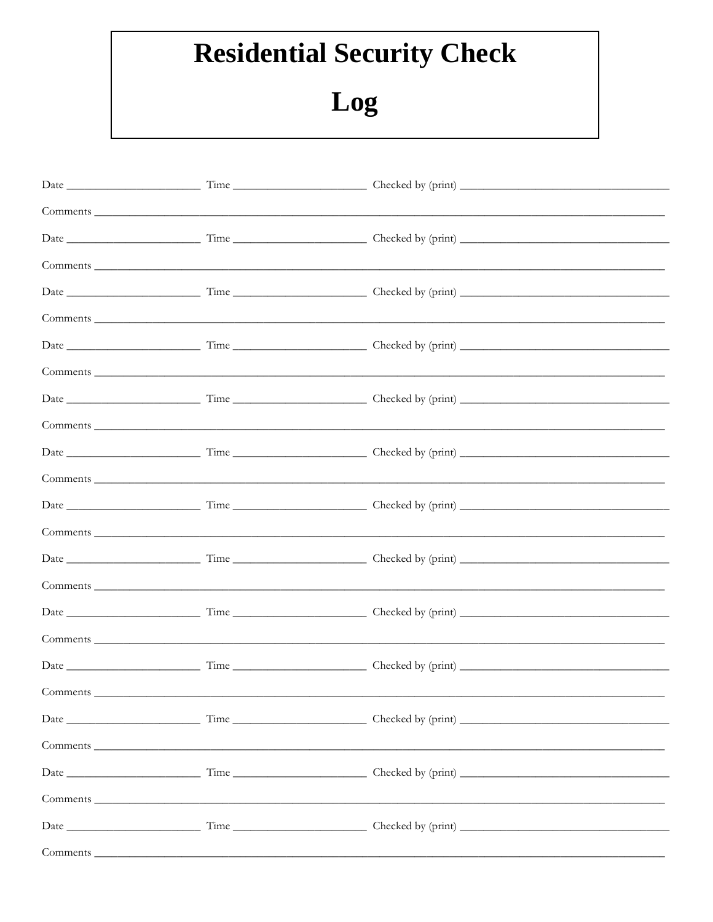# Residential Security Check Log

Date ______________________ Time ______________________ Checked by (print) ____________________________________

Comments ___________________________________________________________________________________________________

Date ______________________ Time ______________________ Checked by (print) ____________________________________

Comments ___________________________________________________________________________________________________

Date ______________________ Time ______________________ Checked by (print) ____________________________________

Comments ___________________________________________________________________________________________________

Date ______________________ Time ______________________ Checked by (print) ____________________________________

Comments ___________________________________________________________________________________________________

Date ______________________ Time ______________________ Checked by (print) ____________________________________

Comments ___________________________________________________________________________________________________

Date ______________________ Time ______________________ Checked by (print) ____________________________________

Comments ___________________________________________________________________________________________________

Date ______________________ Time ______________________ Checked by (print) ____________________________________

Comments ___________________________________________________________________________________________________

Date ______________________ Time ______________________ Checked by (print) ____________________________________

Comments ___________________________________________________________________________________________________

Date ______________________ Time ______________________ Checked by (print) ____________________________________

Comments ___________________________________________________________________________________________________

Date ______________________ Time ______________________ Checked by (print) ____________________________________

Comments ___________________________________________________________________________________________________

Date ______________________ Time ______________________ Checked by (print) ____________________________________

Comments ___________________________________________________________________________________________________

Date ______________________ Time ______________________ Checked by (print) ____________________________________

Comments ___________________________________________________________________________________________________

Date ______________________ Time ______________________ Checked by (print) ____________________________________

Comments ___________________________________________________________________________________________________